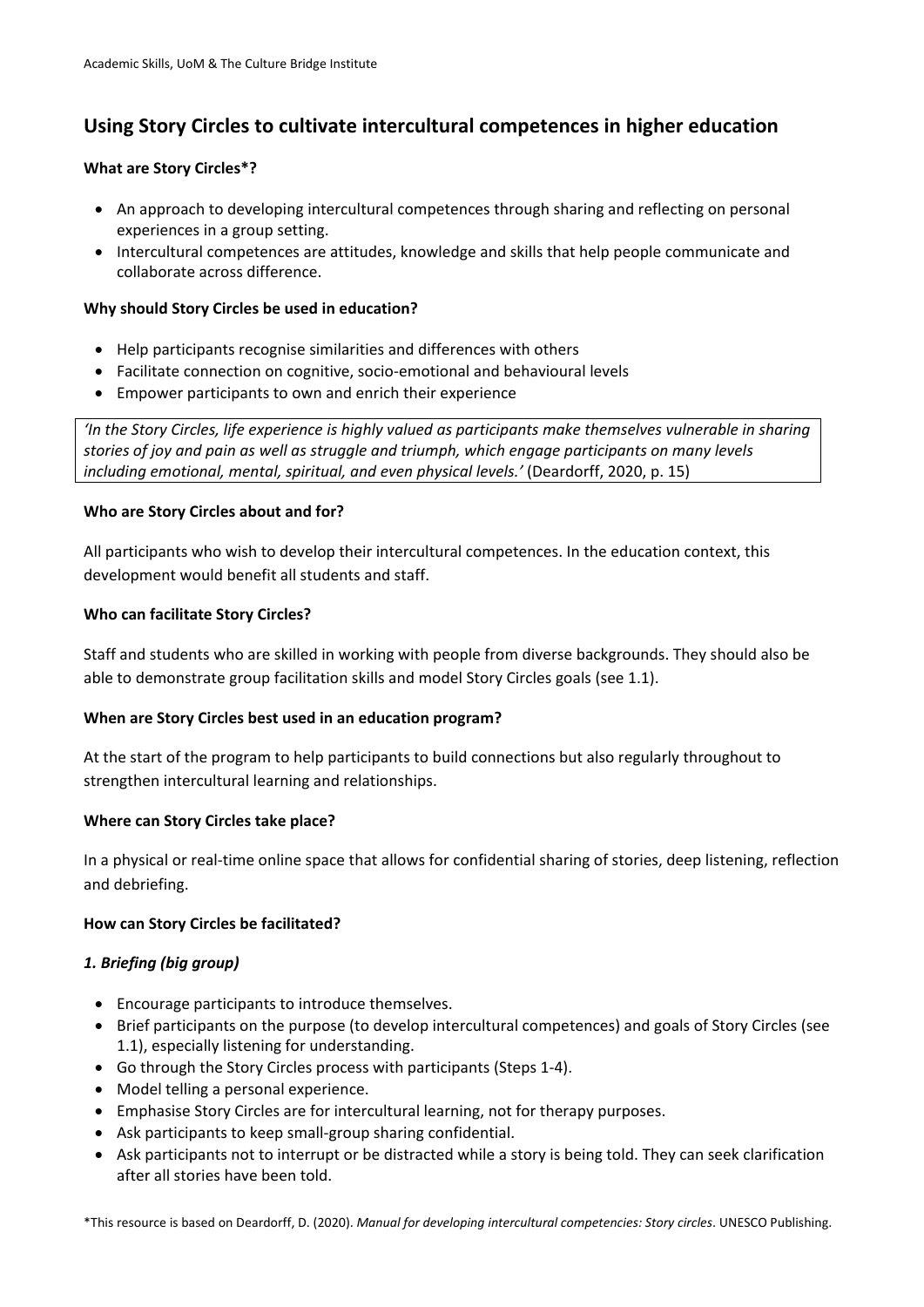# Using Story Circles to cultivate intercultural competences in higher education

**What are Story Circles*?**

- An approach to developing intercultural competences through sharing and reflecting on personal experiences in a group setting.
- Intercultural competences are attitudes, knowledge and skills that help people communicate and collaborate across difference.

**Why should Story Circles be used in education?**

- Help participants recognise similarities and differences with others
- Facilitate connection on cognitive, socio-emotional and behavioural levels
- Empower participants to own and enrich their experience

> *'In the Story Circles, life experience is highly valued as participants make themselves vulnerable in sharing stories of joy and pain as well as struggle and triumph, which engage participants on many levels including emotional, mental, spiritual, and even physical levels.'* (Deardorff, 2020, p. 15)

**Who are Story Circles about and for?**

All participants who wish to develop their intercultural competences. In the education context, this development would benefit all students and staff.

**Who can facilitate Story Circles?**

Staff and students who are skilled in working with people from diverse backgrounds. They should also be able to demonstrate group facilitation skills and model Story Circles goals (see 1.1).

**When are Story Circles best used in an education program?**

At the start of the program to help participants to build connections but also regularly throughout to strengthen intercultural learning and relationships.

**Where can Story Circles take place?**

In a physical or real-time online space that allows for confidential sharing of stories, deep listening, reflection and debriefing.

**How can Story Circles be facilitated?**

***1. Briefing (big group)***

- Encourage participants to introduce themselves.
- Brief participants on the purpose (to develop intercultural competences) and goals of Story Circles (see 1.1), especially listening for understanding.
- Go through the Story Circles process with participants (Steps 1-4).
- Model telling a personal experience.
- Emphasise Story Circles are for intercultural learning, not for therapy purposes.
- Ask participants to keep small-group sharing confidential.
- Ask participants not to interrupt or be distracted while a story is being told. They can seek clarification after all stories have been told.

*This resource is based on Deardorff, D. (2020). *Manual for developing intercultural competencies: Story circles*. UNESCO Publishing.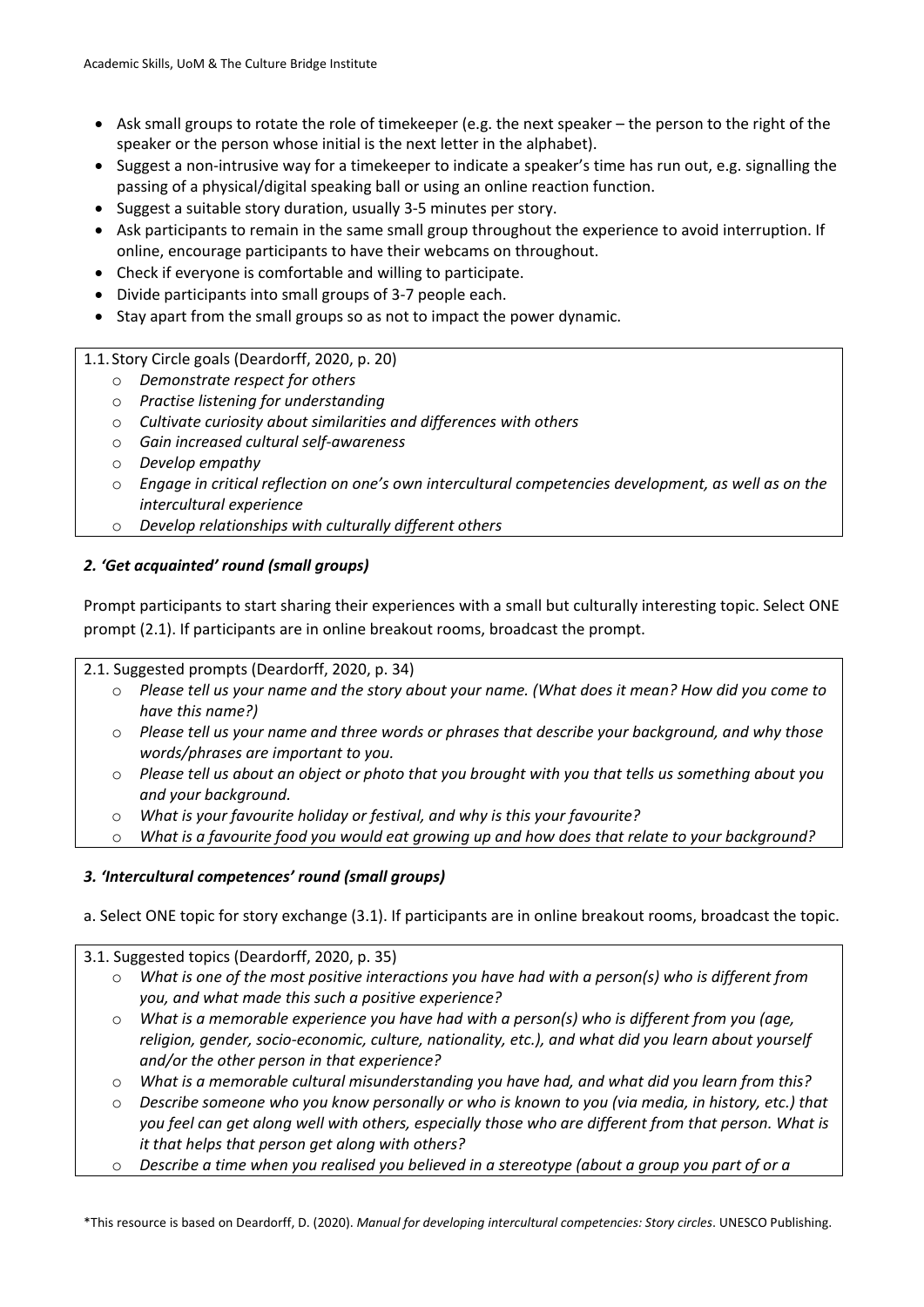- Ask small groups to rotate the role of timekeeper (e.g. the next speaker – the person to the right of the speaker or the person whose initial is the next letter in the alphabet).
- Suggest a non-intrusive way for a timekeeper to indicate a speaker's time has run out, e.g. signalling the passing of a physical/digital speaking ball or using an online reaction function.
- Suggest a suitable story duration, usually 3-5 minutes per story.
- Ask participants to remain in the same small group throughout the experience to avoid interruption. If online, encourage participants to have their webcams on throughout.
- Check if everyone is comfortable and willing to participate.
- Divide participants into small groups of 3-7 people each.
- Stay apart from the small groups so as not to impact the power dynamic.

1.1. Story Circle goals (Deardorff, 2020, p. 20)

- *Demonstrate respect for others*
- *Practise listening for understanding*
- *Cultivate curiosity about similarities and differences with others*
- *Gain increased cultural self-awareness*
- *Develop empathy*
- *Engage in critical reflection on one's own intercultural competencies development, as well as on the intercultural experience*
- *Develop relationships with culturally different others*

### *2. 'Get acquainted' round (small groups)*

Prompt participants to start sharing their experiences with a small but culturally interesting topic. Select ONE prompt (2.1). If participants are in online breakout rooms, broadcast the prompt.

2.1. Suggested prompts (Deardorff, 2020, p. 34)

- *Please tell us your name and the story about your name. (What does it mean? How did you come to have this name?)*
- *Please tell us your name and three words or phrases that describe your background, and why those words/phrases are important to you.*
- *Please tell us about an object or photo that you brought with you that tells us something about you and your background.*
- *What is your favourite holiday or festival, and why is this your favourite?*
- *What is a favourite food you would eat growing up and how does that relate to your background?*

### *3. 'Intercultural competences' round (small groups)*

a. Select ONE topic for story exchange (3.1). If participants are in online breakout rooms, broadcast the topic.

3.1. Suggested topics (Deardorff, 2020, p. 35)

- *What is one of the most positive interactions you have had with a person(s) who is different from you, and what made this such a positive experience?*
- *What is a memorable experience you have had with a person(s) who is different from you (age, religion, gender, socio-economic, culture, nationality, etc.), and what did you learn about yourself and/or the other person in that experience?*
- *What is a memorable cultural misunderstanding you have had, and what did you learn from this?*
- *Describe someone who you know personally or who is known to you (via media, in history, etc.) that you feel can get along well with others, especially those who are different from that person. What is it that helps that person get along with others?*
- *Describe a time when you realised you believed in a stereotype (about a group you part of or a*

\*This resource is based on Deardorff, D. (2020). *Manual for developing intercultural competencies: Story circles*. UNESCO Publishing.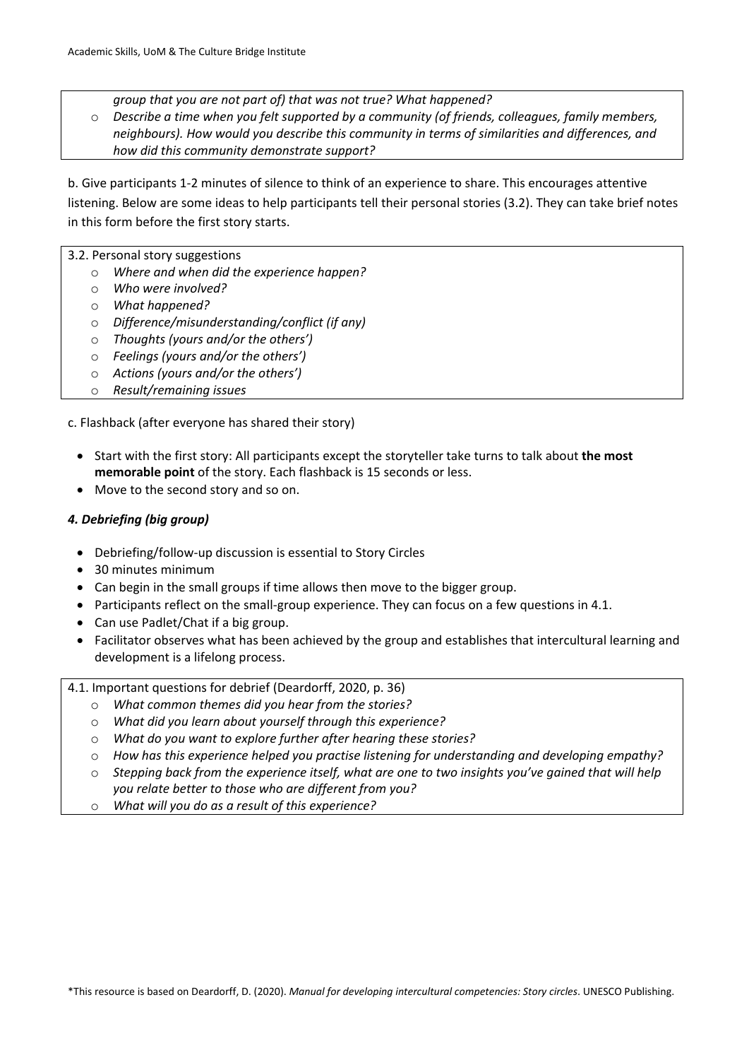*group that you are not part of) that was not true? What happened?*

- *Describe a time when you felt supported by a community (of friends, colleagues, family members, neighbours). How would you describe this community in terms of similarities and differences, and how did this community demonstrate support?*

b. Give participants 1-2 minutes of silence to think of an experience to share. This encourages attentive listening. Below are some ideas to help participants tell their personal stories (3.2). They can take brief notes in this form before the first story starts.

3.2. Personal story suggestions

- *Where and when did the experience happen?*
- *Who were involved?*
- *What happened?*
- *Difference/misunderstanding/conflict (if any)*
- *Thoughts (yours and/or the others')*
- *Feelings (yours and/or the others')*
- *Actions (yours and/or the others')*
- *Result/remaining issues*

c. Flashback (after everyone has shared their story)

- Start with the first story: All participants except the storyteller take turns to talk about **the most memorable point** of the story. Each flashback is 15 seconds or less.
- Move to the second story and so on.

### *4. Debriefing (big group)*

- Debriefing/follow-up discussion is essential to Story Circles
- 30 minutes minimum
- Can begin in the small groups if time allows then move to the bigger group.
- Participants reflect on the small-group experience. They can focus on a few questions in 4.1.
- Can use Padlet/Chat if a big group.
- Facilitator observes what has been achieved by the group and establishes that intercultural learning and development is a lifelong process.

4.1. Important questions for debrief (Deardorff, 2020, p. 36)

- *What common themes did you hear from the stories?*
- *What did you learn about yourself through this experience?*
- *What do you want to explore further after hearing these stories?*
- *How has this experience helped you practise listening for understanding and developing empathy?*
- *Stepping back from the experience itself, what are one to two insights you've gained that will help you relate better to those who are different from you?*
- *What will you do as a result of this experience?*

*This resource is based on Deardorff, D. (2020). *Manual for developing intercultural competencies: Story circles*. UNESCO Publishing.